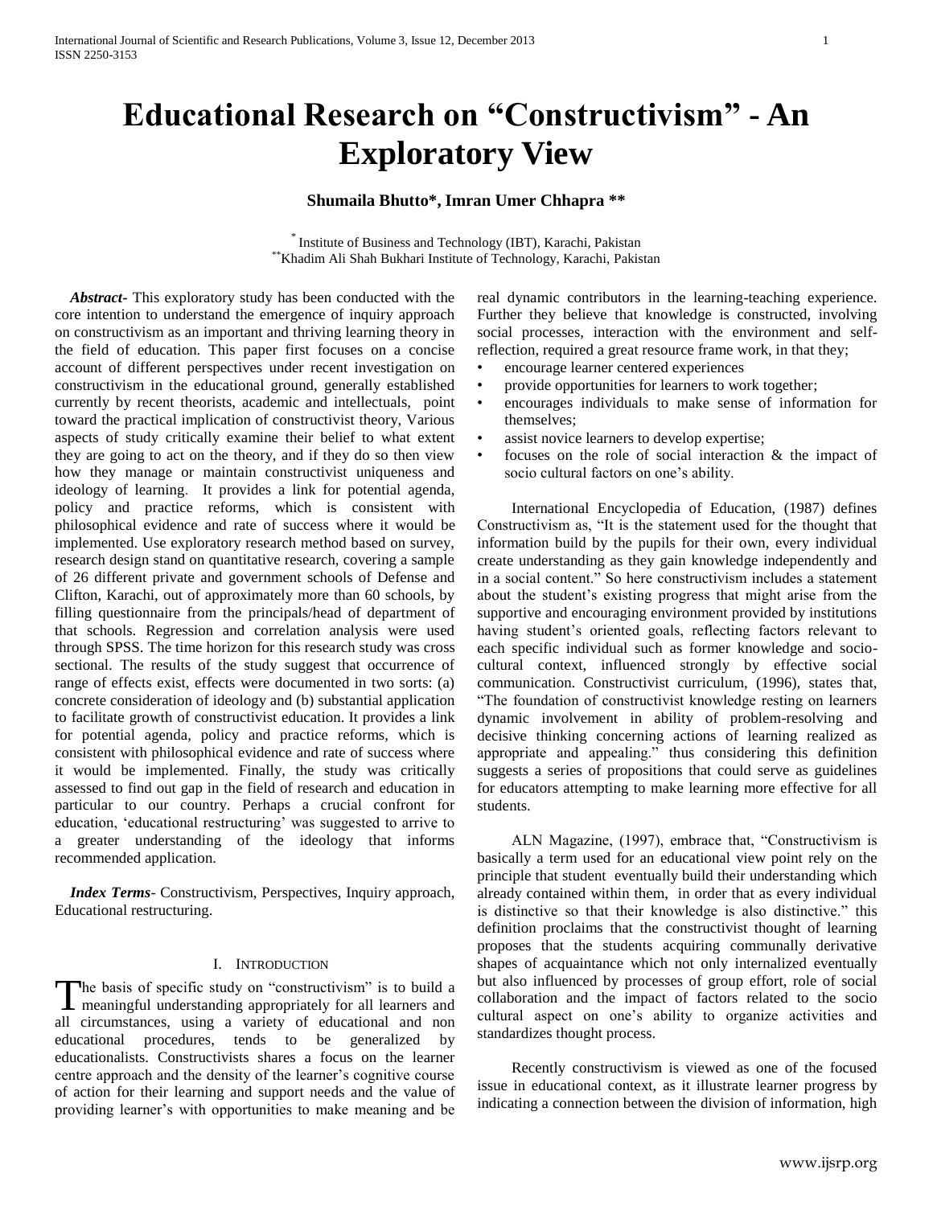# Educational Research on "Constructivism" - An Exploratory View

**Shumaila Bhutto\*, Imran Umer Chhapra \*\***

\* Institute of Business and Technology (IBT), Karachi, Pakistan
\*\*Khadim Ali Shah Bukhari Institute of Technology, Karachi, Pakistan

***Abstract-*** This exploratory study has been conducted with the core intention to understand the emergence of inquiry approach on constructivism as an important and thriving learning theory in the field of education. This paper first focuses on a concise account of different perspectives under recent investigation on constructivism in the educational ground, generally established currently by recent theorists, academic and intellectuals, point toward the practical implication of constructivist theory, Various aspects of study critically examine their belief to what extent they are going to act on the theory, and if they do so then view how they manage or maintain constructivist uniqueness and ideology of learning. It provides a link for potential agenda, policy and practice reforms, which is consistent with philosophical evidence and rate of success where it would be implemented. Use exploratory research method based on survey, research design stand on quantitative research, covering a sample of 26 different private and government schools of Defense and Clifton, Karachi, out of approximately more than 60 schools, by filling questionnaire from the principals/head of department of that schools. Regression and correlation analysis were used through SPSS. The time horizon for this research study was cross sectional. The results of the study suggest that occurrence of range of effects exist, effects were documented in two sorts: (a) concrete consideration of ideology and (b) substantial application to facilitate growth of constructivist education. It provides a link for potential agenda, policy and practice reforms, which is consistent with philosophical evidence and rate of success where it would be implemented. Finally, the study was critically assessed to find out gap in the field of research and education in particular to our country. Perhaps a crucial confront for education, 'educational restructuring' was suggested to arrive to a greater understanding of the ideology that informs recommended application.

***Index Terms*****-** Constructivism, Perspectives, Inquiry approach, Educational restructuring.

## I. Introduction

The basis of specific study on "constructivism" is to build a meaningful understanding appropriately for all learners and all circumstances, using a variety of educational and non educational procedures, tends to be generalized by educationalists. Constructivists shares a focus on the learner centre approach and the density of the learner's cognitive course of action for their learning and support needs and the value of providing learner's with opportunities to make meaning and be real dynamic contributors in the learning-teaching experience. Further they believe that knowledge is constructed, involving social processes, interaction with the environment and self-reflection, required a great resource frame work, in that they;

- encourage learner centered experiences
- provide opportunities for learners to work together;
- encourages individuals to make sense of information for themselves;
- assist novice learners to develop expertise;
- focuses on the role of social interaction & the impact of socio cultural factors on one's ability.

International Encyclopedia of Education, (1987) defines Constructivism as, "It is the statement used for the thought that information build by the pupils for their own, every individual create understanding as they gain knowledge independently and in a social content." So here constructivism includes a statement about the student's existing progress that might arise from the supportive and encouraging environment provided by institutions having student's oriented goals, reflecting factors relevant to each specific individual such as former knowledge and socio-cultural context, influenced strongly by effective social communication. Constructivist curriculum, (1996), states that, "The foundation of constructivist knowledge resting on learners dynamic involvement in ability of problem-resolving and decisive thinking concerning actions of learning realized as appropriate and appealing." thus considering this definition suggests a series of propositions that could serve as guidelines for educators attempting to make learning more effective for all students.

ALN Magazine, (1997), embrace that, "Constructivism is basically a term used for an educational view point rely on the principle that student eventually build their understanding which already contained within them, in order that as every individual is distinctive so that their knowledge is also distinctive." this definition proclaims that the constructivist thought of learning proposes that the students acquiring communally derivative shapes of acquaintance which not only internalized eventually but also influenced by processes of group effort, role of social collaboration and the impact of factors related to the socio cultural aspect on one's ability to organize activities and standardizes thought process.

Recently constructivism is viewed as one of the focused issue in educational context, as it illustrate learner progress by indicating a connection between the division of information, high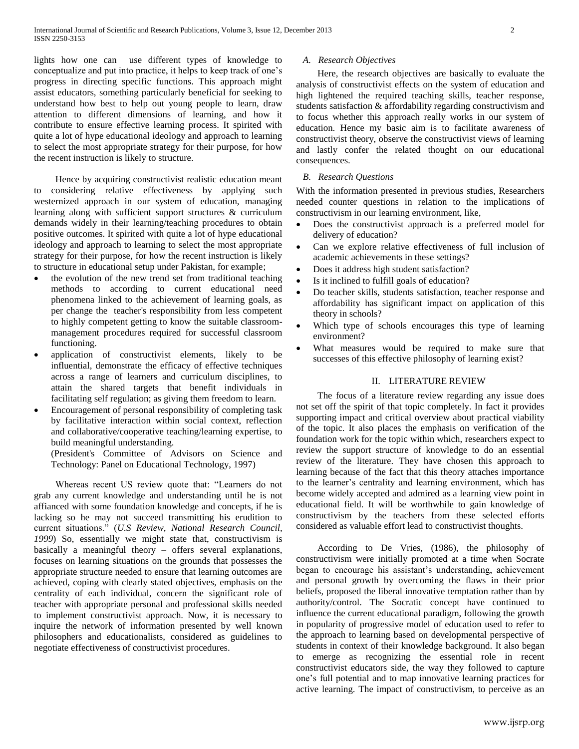lights how one can use different types of knowledge to conceptualize and put into practice, it helps to keep track of one's progress in directing specific functions. This approach might assist educators, something particularly beneficial for seeking to understand how best to help out young people to learn, draw attention to different dimensions of learning, and how it contribute to ensure effective learning process. It spirited with quite a lot of hype educational ideology and approach to learning to select the most appropriate strategy for their purpose, for how the recent instruction is likely to structure.

Hence by acquiring constructivist realistic education meant to considering relative effectiveness by applying such westernized approach in our system of education, managing learning along with sufficient support structures & curriculum demands widely in their learning/teaching procedures to obtain positive outcomes. It spirited with quite a lot of hype educational ideology and approach to learning to select the most appropriate strategy for their purpose, for how the recent instruction is likely to structure in educational setup under Pakistan, for example;

- the evolution of the new trend set from traditional teaching methods to according to current educational need phenomena linked to the achievement of learning goals, as per change the teacher's responsibility from less competent to highly competent getting to know the suitable classroom-management procedures required for successful classroom functioning.
- application of constructivist elements, likely to be influential, demonstrate the efficacy of effective techniques across a range of learners and curriculum disciplines, to attain the shared targets that benefit individuals in facilitating self regulation; as giving them freedom to learn.
- Encouragement of personal responsibility of completing task by facilitative interaction within social context, reflection and collaborative/cooperative teaching/learning expertise, to build meaningful understanding.
  (President's Committee of Advisors on Science and Technology: Panel on Educational Technology, 1997)

Whereas recent US review quote that: "Learners do not grab any current knowledge and understanding until he is not affianced with some foundation knowledge and concepts, if he is lacking so he may not succeed transmitting his erudition to current situations." (*U.S Review, National Research Council, 1999*) So, essentially we might state that, constructivism is basically a meaningful theory – offers several explanations, focuses on learning situations on the grounds that possesses the appropriate structure needed to ensure that learning outcomes are achieved, coping with clearly stated objectives, emphasis on the centrality of each individual, concern the significant role of teacher with appropriate personal and professional skills needed to implement constructivist approach. Now, it is necessary to inquire the network of information presented by well known philosophers and educationalists, considered as guidelines to negotiate effectiveness of constructivist procedures.

### *A. Research Objectives*

Here, the research objectives are basically to evaluate the analysis of constructivist effects on the system of education and high lightened the required teaching skills, teacher response, students satisfaction & affordability regarding constructivism and to focus whether this approach really works in our system of education. Hence my basic aim is to facilitate awareness of constructivist theory, observe the constructivist views of learning and lastly confer the related thought on our educational consequences.

### *B. Research Questions*

With the information presented in previous studies, Researchers needed counter questions in relation to the implications of constructivism in our learning environment, like,

- Does the constructivist approach is a preferred model for delivery of education?
- Can we explore relative effectiveness of full inclusion of academic achievements in these settings?
- Does it address high student satisfaction?
- Is it inclined to fulfill goals of education?
- Do teacher skills, students satisfaction, teacher response and affordability has significant impact on application of this theory in schools?
- Which type of schools encourages this type of learning environment?
- What measures would be required to make sure that successes of this effective philosophy of learning exist?

## II. LITERATURE REVIEW

The focus of a literature review regarding any issue does not set off the spirit of that topic completely. In fact it provides supporting impact and critical overview about practical viability of the topic. It also places the emphasis on verification of the foundation work for the topic within which, researchers expect to review the support structure of knowledge to do an essential review of the literature. They have chosen this approach to learning because of the fact that this theory attaches importance to the learner's centrality and learning environment, which has become widely accepted and admired as a learning view point in educational field. It will be worthwhile to gain knowledge of constructivism by the teachers from these selected efforts considered as valuable effort lead to constructivist thoughts.

According to De Vries, (1986), the philosophy of constructivism were initially promoted at a time when Socrate began to encourage his assistant's understanding, achievement and personal growth by overcoming the flaws in their prior beliefs, proposed the liberal innovative temptation rather than by authority/control. The Socratic concept have continued to influence the current educational paradigm, following the growth in popularity of progressive model of education used to refer to the approach to learning based on developmental perspective of students in context of their knowledge background. It also began to emerge as recognizing the essential role in recent constructivist educators side, the way they followed to capture one's full potential and to map innovative learning practices for active learning. The impact of constructivism, to perceive as an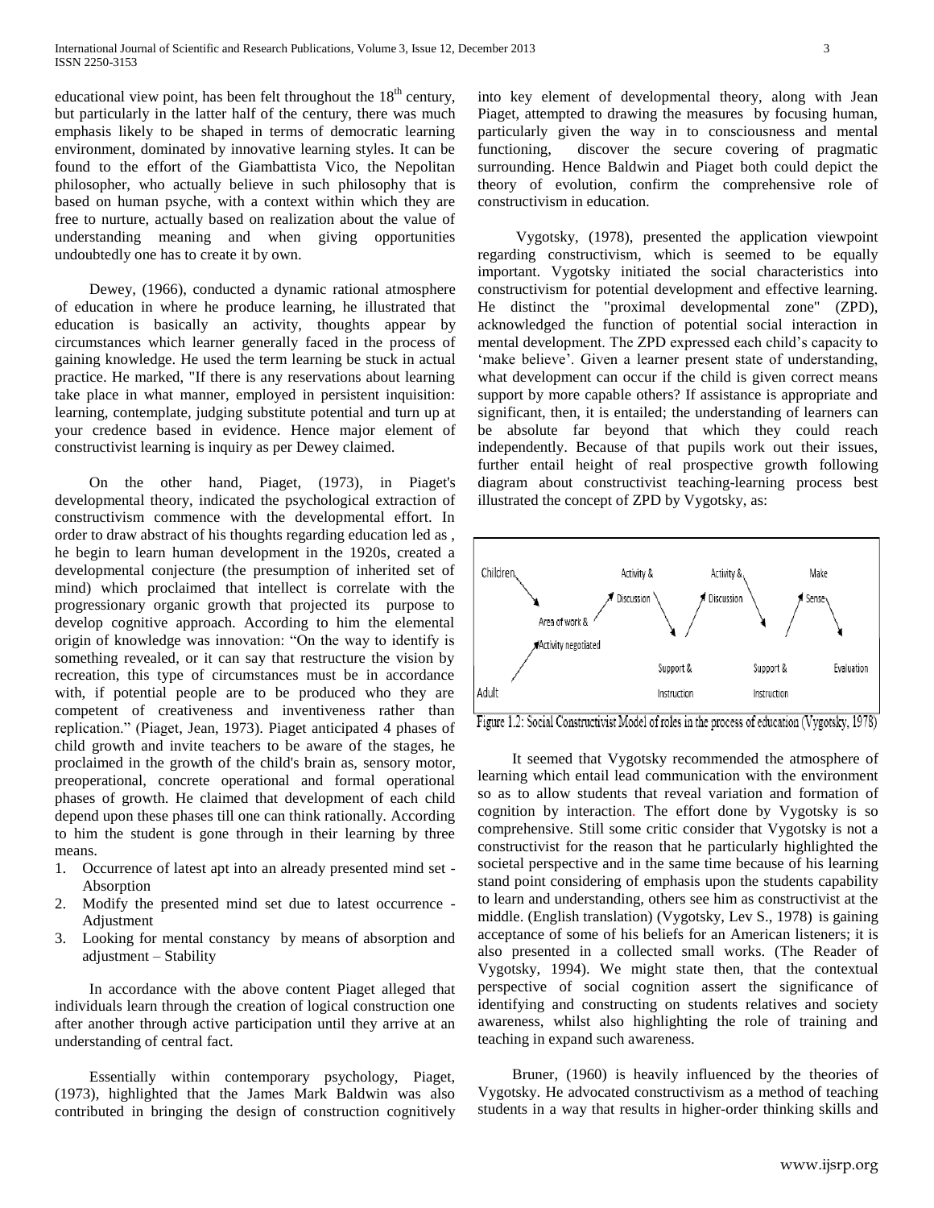educational view point, has been felt throughout the 18th century, but particularly in the latter half of the century, there was much emphasis likely to be shaped in terms of democratic learning environment, dominated by innovative learning styles. It can be found to the effort of the Giambattista Vico, the Nepolitan philosopher, who actually believe in such philosophy that is based on human psyche, with a context within which they are free to nurture, actually based on realization about the value of understanding meaning and when giving opportunities undoubtedly one has to create it by own.

Dewey, (1966), conducted a dynamic rational atmosphere of education in where he produce learning, he illustrated that education is basically an activity, thoughts appear by circumstances which learner generally faced in the process of gaining knowledge. He used the term learning be stuck in actual practice. He marked, "If there is any reservations about learning take place in what manner, employed in persistent inquisition: learning, contemplate, judging substitute potential and turn up at your credence based in evidence. Hence major element of constructivist learning is inquiry as per Dewey claimed.

On the other hand, Piaget, (1973), in Piaget's developmental theory, indicated the psychological extraction of constructivism commence with the developmental effort. In order to draw abstract of his thoughts regarding education led as , he begin to learn human development in the 1920s, created a developmental conjecture (the presumption of inherited set of mind) which proclaimed that intellect is correlate with the progressionary organic growth that projected its purpose to develop cognitive approach. According to him the elemental origin of knowledge was innovation: "On the way to identify is something revealed, or it can say that restructure the vision by recreation, this type of circumstances must be in accordance with, if potential people are to be produced who they are competent of creativeness and inventiveness rather than replication." (Piaget, Jean, 1973). Piaget anticipated 4 phases of child growth and invite teachers to be aware of the stages, he proclaimed in the growth of the child's brain as, sensory motor, preoperational, concrete operational and formal operational phases of growth. He claimed that development of each child depend upon these phases till one can think rationally. According to him the student is gone through in their learning by three means.

1. Occurrence of latest apt into an already presented mind set - Absorption
2. Modify the presented mind set due to latest occurrence - Adjustment
3. Looking for mental constancy by means of absorption and adjustment – Stability

In accordance with the above content Piaget alleged that individuals learn through the creation of logical construction one after another through active participation until they arrive at an understanding of central fact.

Essentially within contemporary psychology, Piaget, (1973), highlighted that the James Mark Baldwin was also contributed in bringing the design of construction cognitively into key element of developmental theory, along with Jean Piaget, attempted to drawing the measures by focusing human, particularly given the way in to consciousness and mental functioning, discover the secure covering of pragmatic surrounding. Hence Baldwin and Piaget both could depict the theory of evolution, confirm the comprehensive role of constructivism in education.

Vygotsky, (1978), presented the application viewpoint regarding constructivism, which is seemed to be equally important. Vygotsky initiated the social characteristics into constructivism for potential development and effective learning. He distinct the "proximal developmental zone" (ZPD), acknowledged the function of potential social interaction in mental development. The ZPD expressed each child's capacity to 'make believe'. Given a learner present state of understanding, what development can occur if the child is given correct means support by more capable others? If assistance is appropriate and significant, then, it is entailed; the understanding of learners can be absolute far beyond that which they could reach independently. Because of that pupils work out their issues, further entail height of real prospective growth following diagram about constructivist teaching-learning process best illustrated the concept of ZPD by Vygotsky, as:

Children | Area of work & Activity negotiated | Activity & Discussion | Support & Instruction | Activity & Discussion | Support & Instruction | Make Sense | Evaluation | Adult

Figure 1.2: Social Constructivist Model of roles in the process of education (Vygotsky, 1978)

It seemed that Vygotsky recommended the atmosphere of learning which entail lead communication with the environment so as to allow students that reveal variation and formation of cognition by interaction. The effort done by Vygotsky is so comprehensive. Still some critic consider that Vygotsky is not a constructivist for the reason that he particularly highlighted the societal perspective and in the same time because of his learning stand point considering of emphasis upon the students capability to learn and understanding, others see him as constructivist at the middle. (English translation) (Vygotsky, Lev S., 1978) is gaining acceptance of some of his beliefs for an American listeners; it is also presented in a collected small works. (The Reader of Vygotsky, 1994). We might state then, that the contextual perspective of social cognition assert the significance of identifying and constructing on students relatives and society awareness, whilst also highlighting the role of training and teaching in expand such awareness.

Bruner, (1960) is heavily influenced by the theories of Vygotsky. He advocated constructivism as a method of teaching students in a way that results in higher-order thinking skills and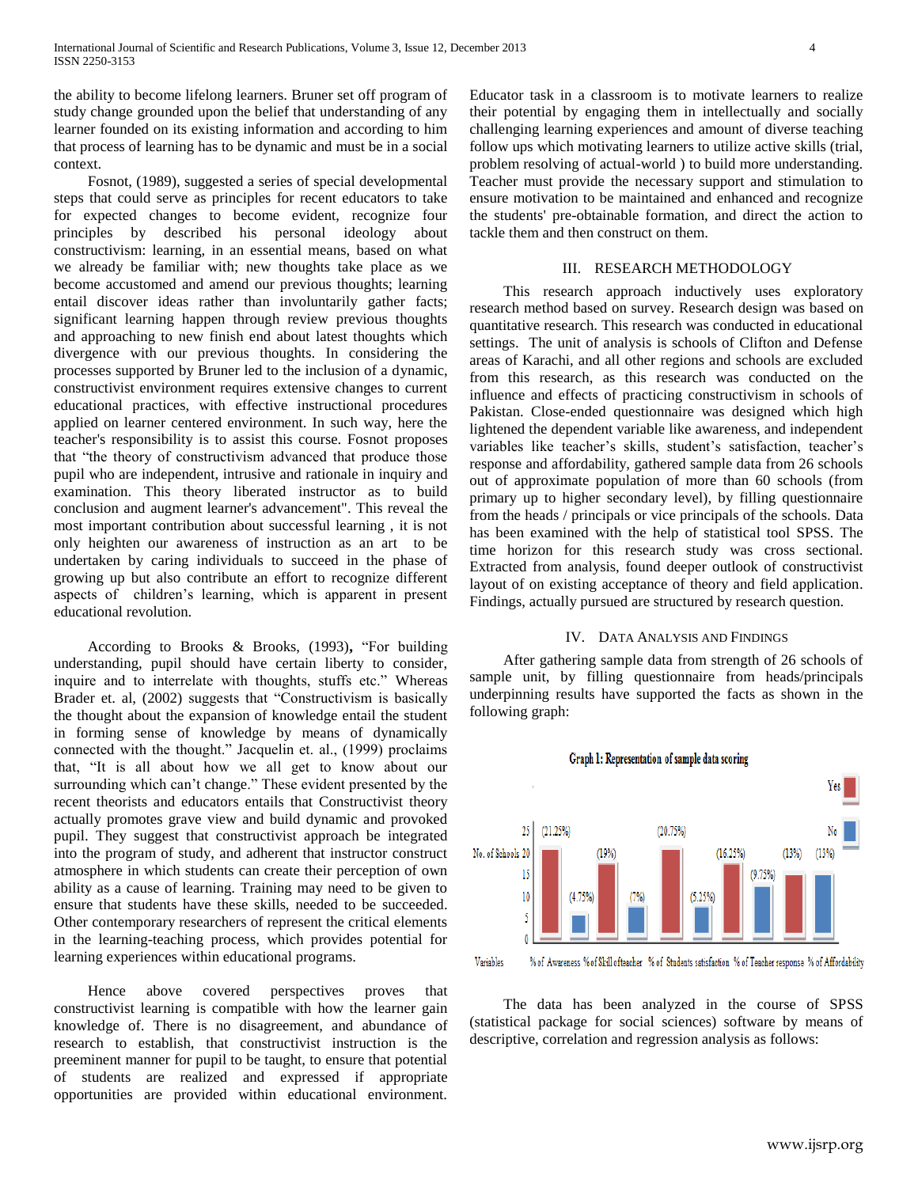the ability to become lifelong learners. Bruner set off program of study change grounded upon the belief that understanding of any learner founded on its existing information and according to him that process of learning has to be dynamic and must be in a social context.

Fosnot, (1989), suggested a series of special developmental steps that could serve as principles for recent educators to take for expected changes to become evident, recognize four principles by described his personal ideology about constructivism: learning, in an essential means, based on what we already be familiar with; new thoughts take place as we become accustomed and amend our previous thoughts; learning entail discover ideas rather than involuntarily gather facts; significant learning happen through review previous thoughts and approaching to new finish end about latest thoughts which divergence with our previous thoughts. In considering the processes supported by Bruner led to the inclusion of a dynamic, constructivist environment requires extensive changes to current educational practices, with effective instructional procedures applied on learner centered environment. In such way, here the teacher's responsibility is to assist this course. Fosnot proposes that "the theory of constructivism advanced that produce those pupil who are independent, intrusive and rationale in inquiry and examination. This theory liberated instructor as to build conclusion and augment learner's advancement". This reveal the most important contribution about successful learning , it is not only heighten our awareness of instruction as an art to be undertaken by caring individuals to succeed in the phase of growing up but also contribute an effort to recognize different aspects of children's learning, which is apparent in present educational revolution.

According to Brooks & Brooks, (1993)**,** "For building understanding, pupil should have certain liberty to consider, inquire and to interrelate with thoughts, stuffs etc." Whereas Brader et. al, (2002) suggests that "Constructivism is basically the thought about the expansion of knowledge entail the student in forming sense of knowledge by means of dynamically connected with the thought." Jacquelin et. al., (1999) proclaims that, "It is all about how we all get to know about our surrounding which can't change." These evident presented by the recent theorists and educators entails that Constructivist theory actually promotes grave view and build dynamic and provoked pupil. They suggest that constructivist approach be integrated into the program of study, and adherent that instructor construct atmosphere in which students can create their perception of own ability as a cause of learning. Training may need to be given to ensure that students have these skills, needed to be succeeded. Other contemporary researchers of represent the critical elements in the learning-teaching process, which provides potential for learning experiences within educational programs.

Hence above covered perspectives proves that constructivist learning is compatible with how the learner gain knowledge of. There is no disagreement, and abundance of research to establish, that constructivist instruction is the preeminent manner for pupil to be taught, to ensure that potential of students are realized and expressed if appropriate opportunities are provided within educational environment. Educator task in a classroom is to motivate learners to realize their potential by engaging them in intellectually and socially challenging learning experiences and amount of diverse teaching follow ups which motivating learners to utilize active skills (trial, problem resolving of actual-world ) to build more understanding. Teacher must provide the necessary support and stimulation to ensure motivation to be maintained and enhanced and recognize the students' pre-obtainable formation, and direct the action to tackle them and then construct on them.

## III. Research Methodology

This research approach inductively uses exploratory research method based on survey. Research design was based on quantitative research. This research was conducted in educational settings. The unit of analysis is schools of Clifton and Defense areas of Karachi, and all other regions and schools are excluded from this research, as this research was conducted on the influence and effects of practicing constructivism in schools of Pakistan. Close-ended questionnaire was designed which high lightened the dependent variable like awareness, and independent variables like teacher's skills, student's satisfaction, teacher's response and affordability, gathered sample data from 26 schools out of approximate population of more than 60 schools (from primary up to higher secondary level), by filling questionnaire from the heads / principals or vice principals of the schools. Data has been examined with the help of statistical tool SPSS. The time horizon for this research study was cross sectional. Extracted from analysis, found deeper outlook of constructivist layout of on existing acceptance of theory and field application. Findings, actually pursued are structured by research question.

## IV. Data Analysis and Findings

After gathering sample data from strength of 26 schools of sample unit, by filling questionnaire from heads/principals underpinning results have supported the facts as shown in the following graph:

**Graph 1: Representation of sample data scoring**

| Variables | Yes | No |
|---|---|---|
| % of Awareness | (21.25%) | (4.75%) |
| % of Skill of teacher | (19%) | (7%) |
| % of Students satisfaction | (20.75%) | (5.25%) |
| % of Teacher response | (16.25%) | (9.75%) |
| % of Affordability | (13%) | (13%) |

The data has been analyzed in the course of SPSS (statistical package for social sciences) software by means of descriptive, correlation and regression analysis as follows: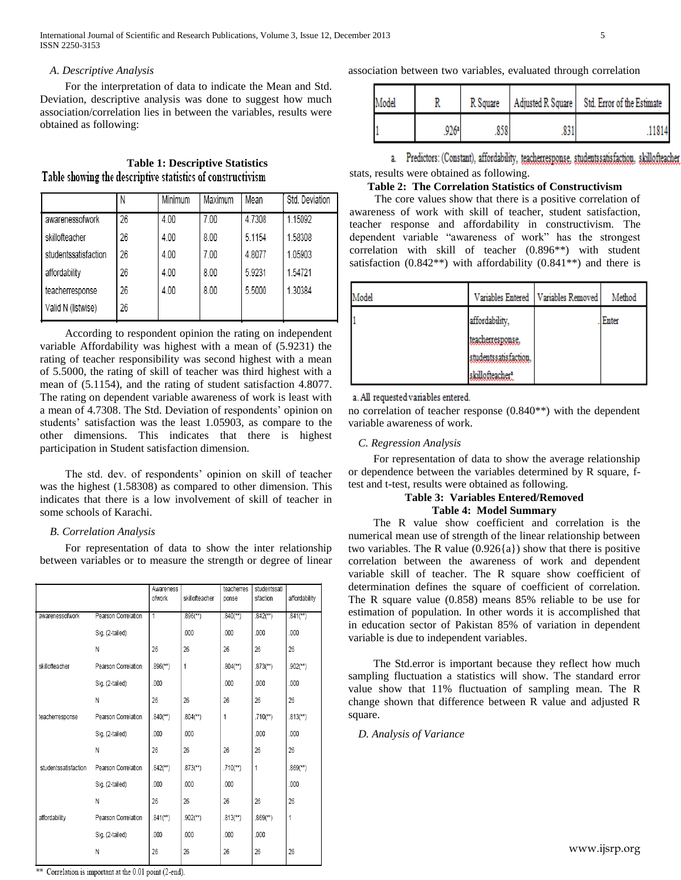### A. Descriptive Analysis

For the interpretation of data to indicate the Mean and Std. Deviation, descriptive analysis was done to suggest how much association/correlation lies in between the variables, results were obtained as following:

**Table 1: Descriptive Statistics**

Table showing the descriptive statistics of constructivism

| | N | Minimum | Maximum | Mean | Std. Deviation |
|---|---|---|---|---|---|
| awarenessofwork | 26 | 4.00 | 7.00 | 4.7308 | 1.15092 |
| skillofteacher | 26 | 4.00 | 8.00 | 5.1154 | 1.58308 |
| studentssatisfaction | 26 | 4.00 | 7.00 | 4.8077 | 1.05903 |
| affordability | 26 | 4.00 | 8.00 | 5.9231 | 1.54721 |
| teacherresponse | 26 | 4.00 | 8.00 | 5.5000 | 1.30384 |
| Valid N (listwise) | 26 | | | | |

According to respondent opinion the rating on independent variable Affordability was highest with a mean of (5.9231) the rating of teacher responsibility was second highest with a mean of 5.5000, the rating of skill of teacher was third highest with a mean of (5.1154), and the rating of student satisfaction 4.8077. The rating on dependent variable awareness of work is least with a mean of 4.7308. The Std. Deviation of respondents' opinion on students' satisfaction was the least 1.05903, as compare to the other dimensions. This indicates that there is highest participation in Student satisfaction dimension.

The std. dev. of respondents' opinion on skill of teacher was the highest (1.58308) as compared to other dimension. This indicates that there is a low involvement of skill of teacher in some schools of Karachi.

### B. Correlation Analysis

For representation of data to show the inter relationship between variables or to measure the strength or degree of linear association between two variables, evaluated through correlation stats, results were obtained as following:

**Table 2: The Correlation Statistics of Constructivism**

| | | awarenessofwork | skillofteacher | teacherresponse | studentssatisfaction | affordability |
|---|---|---|---|---|---|---|
| awarenessofwork | Pearson Correlation | 1 | .896(**) | .840(**) | .842(**) | .841(**) |
| | Sig. (2-tailed) | | .000 | .000 | .000 | .000 |
| | N | 26 | 26 | 26 | 26 | 26 |
| skillofteacher | Pearson Correlation | .896(**) | 1 | .804(**) | .873(**) | .902(**) |
| | Sig. (2-tailed) | .000 | | .000 | .000 | .000 |
| | N | 26 | 26 | 26 | 26 | 26 |
| teacherresponse | Pearson Correlation | .840(**) | .804(**) | 1 | .710(**) | .813(**) |
| | Sig. (2-tailed) | .000 | .000 | | .000 | .000 |
| | N | 26 | 26 | 26 | 26 | 26 |
| studentssatisfaction | Pearson Correlation | .842(**) | .873(**) | .710(**) | 1 | .869(**) |
| | Sig. (2-tailed) | .000 | .000 | .000 | | .000 |
| | N | 26 | 26 | 26 | 26 | 26 |
| affordability | Pearson Correlation | .841(**) | .902(**) | .813(**) | .869(**) | 1 |
| | Sig. (2-tailed) | .000 | .000 | .000 | .000 | |
| | N | 26 | 26 | 26 | 26 | 26 |

** Correlation is important at the 0.01 point (2-end).

The core values show that there is a positive correlation of awareness of work with skill of teacher, student satisfaction, teacher response and affordability in constructivism. The dependent variable "awareness of work" has the strongest correlation with skill of teacher (0.896**) with student satisfaction (0.842**) with affordability (0.841**) and there is no correlation of teacher response (0.840**) with the dependent variable awareness of work.

### C. Regression Analysis

For representation of data to show the average relationship or dependence between the variables determined by R square, f-test and t-test, results were obtained as following.

**Table 3: Variables Entered/Removed**

| Model | Variables Entered | Variables Removed | Method |
|---|---|---|---|
| 1 | affordability, teacherresponse, studentssatisfaction, skillofteacher[a] | | Enter |

a. All requested variables entered.

**Table 4: Model Summary**

| Model | R | R Square | Adjusted R Square | Std. Error of the Estimate |
|---|---|---|---|---|
| 1 | .926[a] | .858 | .831 | .11814 |

a. Predictors: (Constant), affordability, teacherresponse, studentssatisfaction, skillofteacher

The R value show coefficient and correlation is the numerical mean use of strength of the linear relationship between two variables. The R value (0.926{a}) show that there is positive correlation between the awareness of work and dependent variable skill of teacher. The R square show coefficient of determination defines the square of coefficient of correlation. The R square value (0.858) means 85% reliable to be use for estimation of population. In other words it is accomplished that in education sector of Pakistan 85% of variation in dependent variable is due to independent variables.

The Std.error is important because they reflect how much sampling fluctuation a statistics will show. The standard error value show that 11% fluctuation of sampling mean. The R change shown that difference between R value and adjusted R square.

### D. Analysis of Variance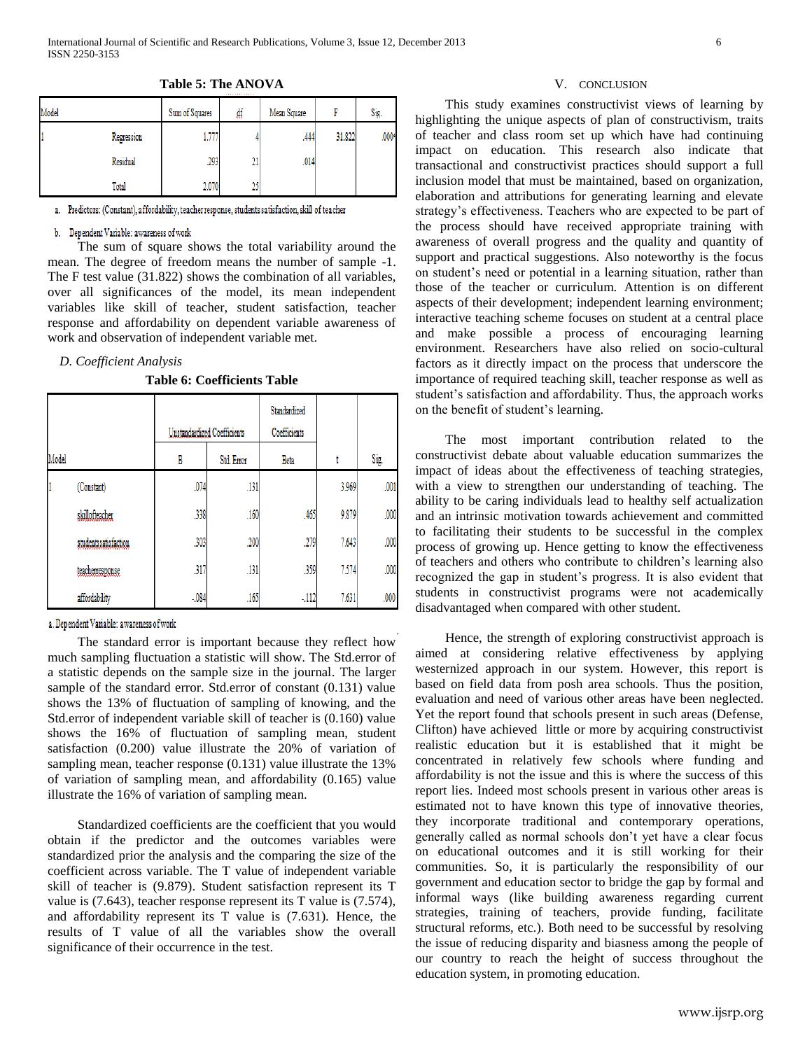**Table 5: The ANOVA**

| Model | | Sum of Squares | df | Mean Square | F | Sig. |
|---|---|---|---|---|---|---|
| 1 | Regression | 1.777 | 4 | .444 | 31.822 | .000a |
| | Residual | .293 | 21 | .014 | | |
| | Total | 2.070 | 25 | | | |

a. Predictors: (Constant), affordability, teacher response, students satisfaction, skill of teacher

b. Dependent Variable: awareness of work

The sum of square shows the total variability around the mean. The degree of freedom means the number of sample -1. The F test value (31.822) shows the combination of all variables, over all significances of the model, its mean independent variables like skill of teacher, student satisfaction, teacher response and affordability on dependent variable awareness of work and observation of independent variable met.

### *D. Coefficient Analysis*

**Table 6: Coefficients Table**

| Model | | Unstandardized Coefficients | | Standardized Coefficients | | |
|---|---|---|---|---|---|---|
| | | B | Std. Error | Beta | t | Sig. |
| 1 | (Constant) | .074 | .131 | | 3.969 | .001 |
| | skillofteacher | .338 | .160 | .465 | 9.879 | .000 |
| | studentssatisfaction | .303 | .200 | .279 | 7.643 | .000 |
| | teacherresponse | .317 | .131 | .359 | 7.574 | .000 |
| | affordability | -.084 | .165 | -.112 | 7.631 | .000 |

a. Dependent Variable: awareness of work

The standard error is important because they reflect how much sampling fluctuation a statistic will show. The Std.error of a statistic depends on the sample size in the journal. The larger sample of the standard error. Std.error of constant (0.131) value shows the 13% of fluctuation of sampling of knowing, and the Std.error of independent variable skill of teacher is (0.160) value shows the 16% of fluctuation of sampling mean, student satisfaction (0.200) value illustrate the 20% of variation of sampling mean, teacher response (0.131) value illustrate the 13% of variation of sampling mean, and affordability (0.165) value illustrate the 16% of variation of sampling mean.

Standardized coefficients are the coefficient that you would obtain if the predictor and the outcomes variables were standardized prior the analysis and the comparing the size of the coefficient across variable. The T value of independent variable skill of teacher is (9.879). Student satisfaction represent its T value is (7.643), teacher response represent its T value is (7.574), and affordability represent its T value is (7.631). Hence, the results of T value of all the variables show the overall significance of their occurrence in the test.

## V. CONCLUSION

This study examines constructivist views of learning by highlighting the unique aspects of plan of constructivism, traits of teacher and class room set up which have had continuing impact on education. This research also indicate that transactional and constructivist practices should support a full inclusion model that must be maintained, based on organization, elaboration and attributions for generating learning and elevate strategy's effectiveness. Teachers who are expected to be part of the process should have received appropriate training with awareness of overall progress and the quality and quantity of support and practical suggestions. Also noteworthy is the focus on student's need or potential in a learning situation, rather than those of the teacher or curriculum. Attention is on different aspects of their development; independent learning environment; interactive teaching scheme focuses on student at a central place and make possible a process of encouraging learning environment. Researchers have also relied on socio-cultural factors as it directly impact on the process that underscore the importance of required teaching skill, teacher response as well as student's satisfaction and affordability. Thus, the approach works on the benefit of student's learning.

The most important contribution related to the constructivist debate about valuable education summarizes the impact of ideas about the effectiveness of teaching strategies, with a view to strengthen our understanding of teaching. The ability to be caring individuals lead to healthy self actualization and an intrinsic motivation towards achievement and committed to facilitating their students to be successful in the complex process of growing up. Hence getting to know the effectiveness of teachers and others who contribute to children's learning also recognized the gap in student's progress. It is also evident that students in constructivist programs were not academically disadvantaged when compared with other student.

Hence, the strength of exploring constructivist approach is aimed at considering relative effectiveness by applying westernized approach in our system. However, this report is based on field data from posh area schools. Thus the position, evaluation and need of various other areas have been neglected. Yet the report found that schools present in such areas (Defense, Clifton) have achieved little or more by acquiring constructivist realistic education but it is established that it might be concentrated in relatively few schools where funding and affordability is not the issue and this is where the success of this report lies. Indeed most schools present in various other areas is estimated not to have known this type of innovative theories, they incorporate traditional and contemporary operations, generally called as normal schools don't yet have a clear focus on educational outcomes and it is still working for their communities. So, it is particularly the responsibility of our government and education sector to bridge the gap by formal and informal ways (like building awareness regarding current strategies, training of teachers, provide funding, facilitate structural reforms, etc.). Both need to be successful by resolving the issue of reducing disparity and biasness among the people of our country to reach the height of success throughout the education system, in promoting education.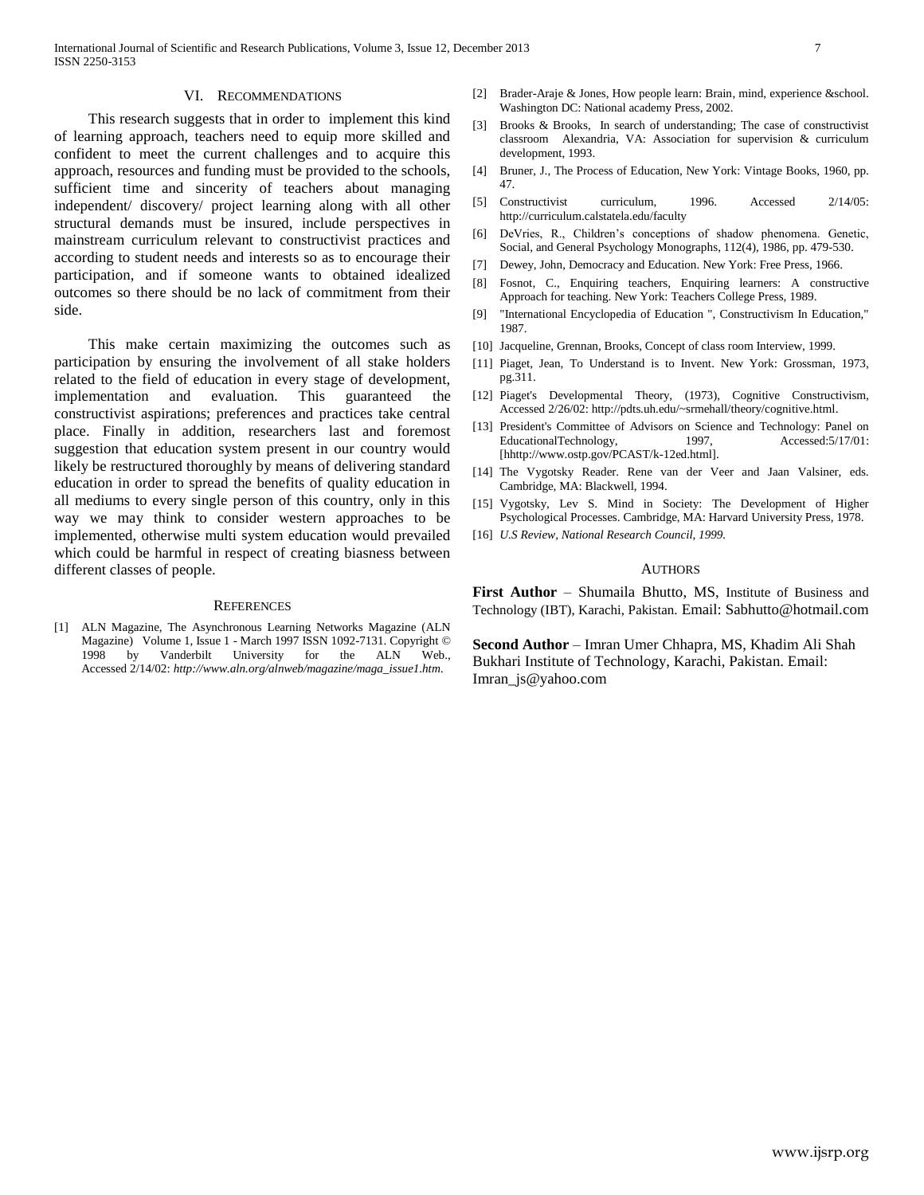## VI. Recommendations

This research suggests that in order to implement this kind of learning approach, teachers need to equip more skilled and confident to meet the current challenges and to acquire this approach, resources and funding must be provided to the schools, sufficient time and sincerity of teachers about managing independent/ discovery/ project learning along with all other structural demands must be insured, include perspectives in mainstream curriculum relevant to constructivist practices and according to student needs and interests so as to encourage their participation, and if someone wants to obtained idealized outcomes so there should be no lack of commitment from their side.

This make certain maximizing the outcomes such as participation by ensuring the involvement of all stake holders related to the field of education in every stage of development, implementation and evaluation. This guaranteed the constructivist aspirations; preferences and practices take central place. Finally in addition, researchers last and foremost suggestion that education system present in our country would likely be restructured thoroughly by means of delivering standard education in order to spread the benefits of quality education in all mediums to every single person of this country, only in this way we may think to consider western approaches to be implemented, otherwise multi system education would prevailed which could be harmful in respect of creating biasness between different classes of people.

## References

[1] ALN Magazine, The Asynchronous Learning Networks Magazine (ALN Magazine) Volume 1, Issue 1 - March 1997 ISSN 1092-7131. Copyright © 1998 by Vanderbilt University for the ALN Web., Accessed 2/14/02: *http://www.aln.org/alnweb/magazine/maga_issue1.htm*.

[2] Brader-Araje & Jones, How people learn: Brain, mind, experience &school. Washington DC: National academy Press, 2002.

[3] Brooks & Brooks, In search of understanding; The case of constructivist classroom Alexandria, VA: Association for supervision & curriculum development, 1993.

[4] Bruner, J., The Process of Education, New York: Vintage Books, 1960, pp. 47.

[5] Constructivist curriculum, 1996. Accessed 2/14/05: http://curriculum.calstatela.edu/faculty

[6] DeVries, R., Children's conceptions of shadow phenomena. Genetic, Social, and General Psychology Monographs, 112(4), 1986, pp. 479-530.

[7] Dewey, John, Democracy and Education. New York: Free Press, 1966.

[8] Fosnot, C., Enquiring teachers, Enquiring learners: A constructive Approach for teaching. New York: Teachers College Press, 1989.

[9] "International Encyclopedia of Education ", Constructivism In Education," 1987.

[10] Jacqueline, Grennan, Brooks, Concept of class room Interview, 1999.

[11] Piaget, Jean, To Understand is to Invent. New York: Grossman, 1973, pg.311.

[12] Piaget's Developmental Theory, (1973), Cognitive Constructivism, Accessed 2/26/02: http://pdts.uh.edu/~srmehall/theory/cognitive.html.

[13] President's Committee of Advisors on Science and Technology: Panel on EducationalTechnology, 1997, Accessed:5/17/01: [hhttp://www.ostp.gov/PCAST/k-12ed.html].

[14] The Vygotsky Reader. Rene van der Veer and Jaan Valsiner, eds. Cambridge, MA: Blackwell, 1994.

[15] Vygotsky, Lev S. Mind in Society: The Development of Higher Psychological Processes. Cambridge, MA: Harvard University Press, 1978.

[16] *U.S Review, National Research Council, 1999.*

## Authors

**First Author** – Shumaila Bhutto, MS, Institute of Business and Technology (IBT), Karachi, Pakistan. Email: Sabhutto@hotmail.com

**Second Author** – Imran Umer Chhapra, MS, Khadim Ali Shah Bukhari Institute of Technology, Karachi, Pakistan. Email: Imran_js@yahoo.com